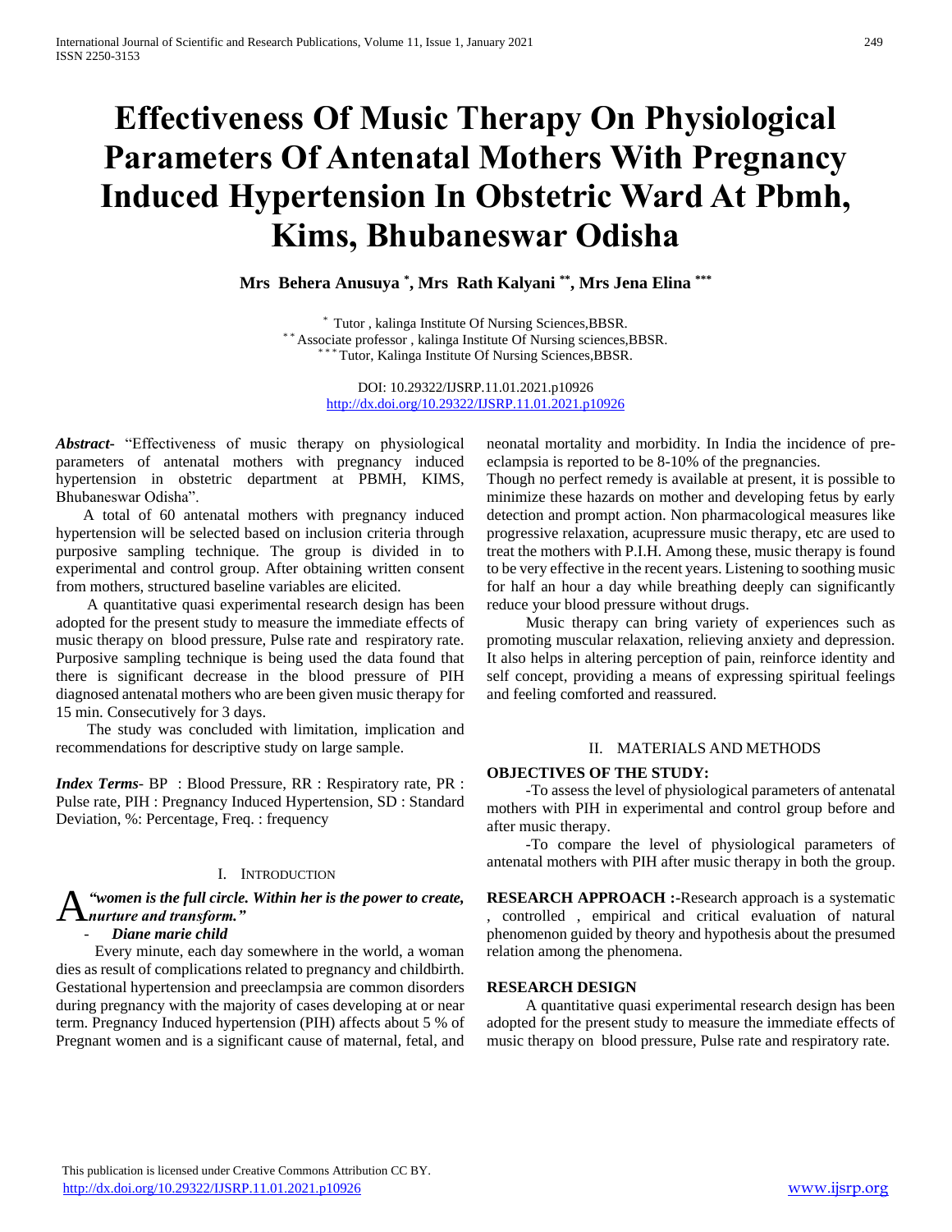# Effectiveness Of Music Therapy On Physiological Parameters Of Antenatal Mothers With Pregnancy Induced Hypertension In Obstetric Ward At Pbmh, Kims, Bhubaneswar Odisha

**Mrs Behera Anusuya [*], Mrs Rath Kalyani [**], Mrs Jena Elina [***]**

[*] Tutor , kalinga Institute Of Nursing Sciences,BBSR.
[**] Associate professor , kalinga Institute Of Nursing sciences,BBSR.
[***] Tutor, Kalinga Institute Of Nursing Sciences,BBSR.

DOI: 10.29322/IJSRP.11.01.2021.p10926
http://dx.doi.org/10.29322/IJSRP.11.01.2021.p10926

***Abstract***- "Effectiveness of music therapy on physiological parameters of antenatal mothers with pregnancy induced hypertension in obstetric department at PBMH, KIMS, Bhubaneswar Odisha".

A total of 60 antenatal mothers with pregnancy induced hypertension will be selected based on inclusion criteria through purposive sampling technique. The group is divided in to experimental and control group. After obtaining written consent from mothers, structured baseline variables are elicited.

A quantitative quasi experimental research design has been adopted for the present study to measure the immediate effects of music therapy on blood pressure, Pulse rate and respiratory rate. Purposive sampling technique is being used the data found that there is significant decrease in the blood pressure of PIH diagnosed antenatal mothers who are been given music therapy for 15 min. Consecutively for 3 days.

The study was concluded with limitation, implication and recommendations for descriptive study on large sample.

***Index Terms***- BP : Blood Pressure, RR : Respiratory rate, PR : Pulse rate, PIH : Pregnancy Induced Hypertension, SD : Standard Deviation, %: Percentage, Freq. : frequency

## I. Introduction

A ***"women is the full circle. Within her is the power to create, nurture and transform."***

- ***Diane marie child***

Every minute, each day somewhere in the world, a woman dies as result of complications related to pregnancy and childbirth. Gestational hypertension and preeclampsia are common disorders during pregnancy with the majority of cases developing at or near term. Pregnancy Induced hypertension (PIH) affects about 5 % of Pregnant women and is a significant cause of maternal, fetal, and neonatal mortality and morbidity. In India the incidence of pre-eclampsia is reported to be 8-10% of the pregnancies.

Though no perfect remedy is available at present, it is possible to minimize these hazards on mother and developing fetus by early detection and prompt action. Non pharmacological measures like progressive relaxation, acupressure music therapy, etc are used to treat the mothers with P.I.H. Among these, music therapy is found to be very effective in the recent years. Listening to soothing music for half an hour a day while breathing deeply can significantly reduce your blood pressure without drugs.

Music therapy can bring variety of experiences such as promoting muscular relaxation, relieving anxiety and depression. It also helps in altering perception of pain, reinforce identity and self concept, providing a means of expressing spiritual feelings and feeling comforted and reassured.

## II. Materials and Methods

**OBJECTIVES OF THE STUDY:**

-To assess the level of physiological parameters of antenatal mothers with PIH in experimental and control group before and after music therapy.

-To compare the level of physiological parameters of antenatal mothers with PIH after music therapy in both the group.

**RESEARCH APPROACH :**-Research approach is a systematic , controlled , empirical and critical evaluation of natural phenomenon guided by theory and hypothesis about the presumed relation among the phenomena.

**RESEARCH DESIGN**

A quantitative quasi experimental research design has been adopted for the present study to measure the immediate effects of music therapy on blood pressure, Pulse rate and respiratory rate.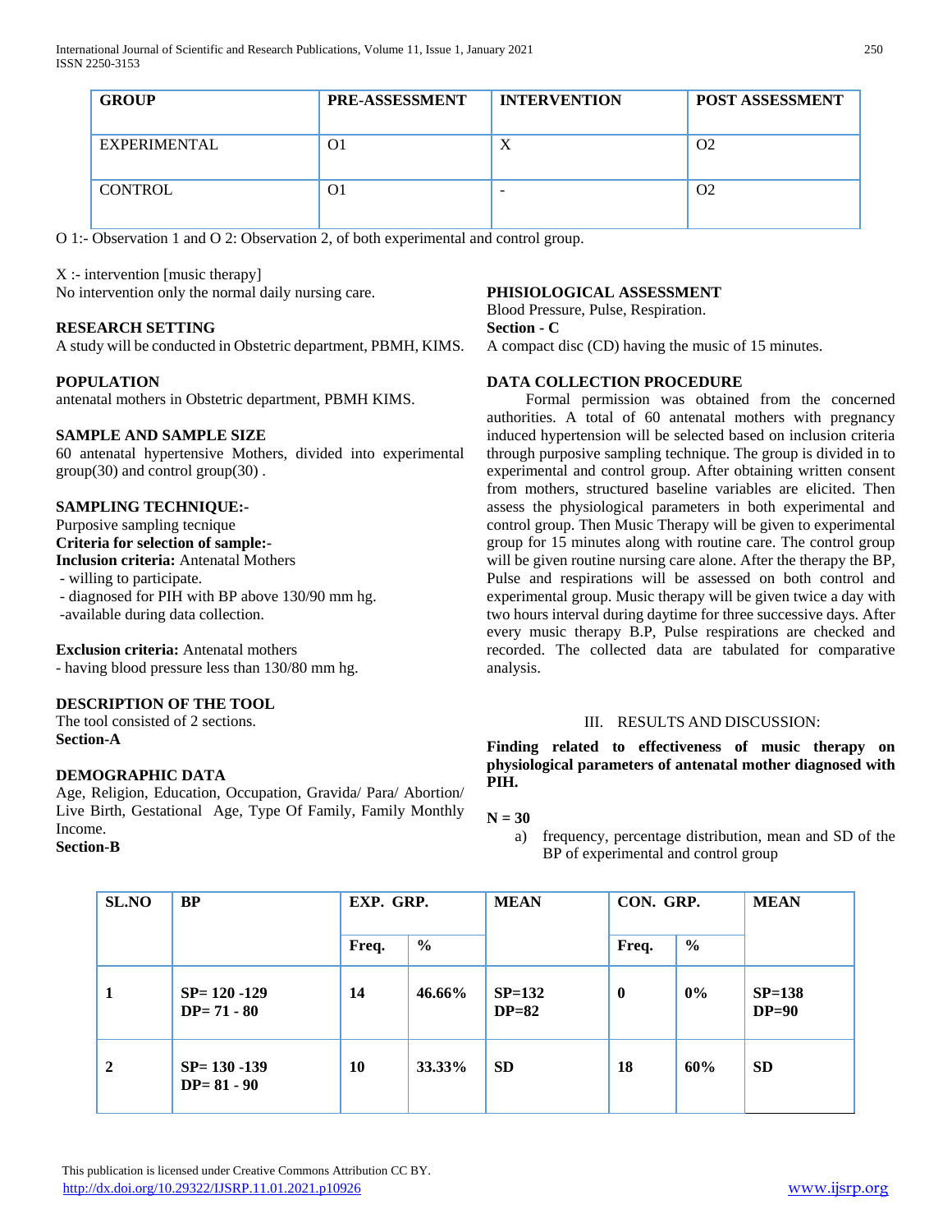| GROUP | PRE-ASSESSMENT | INTERVENTION | POST ASSESSMENT |
|---|---|---|---|
| EXPERIMENTAL | O1 | X | O2 |
| CONTROL | O1 | - | O2 |

O 1:- Observation 1 and O 2: Observation 2, of both experimental and control group.

X :- intervention [music therapy]

No intervention only the normal daily nursing care.

**RESEARCH SETTING**

A study will be conducted in Obstetric department, PBMH, KIMS.

**POPULATION**

antenatal mothers in Obstetric department, PBMH KIMS.

**SAMPLE AND SAMPLE SIZE**

60 antenatal hypertensive Mothers, divided into experimental group(30) and control group(30) .

**SAMPLING TECHNIQUE:-**

Purposive sampling tecnique

**Criteria for selection of sample:-**

**Inclusion criteria:** Antenatal Mothers

- willing to participate.
- diagnosed for PIH with BP above 130/90 mm hg.
- available during data collection.

**Exclusion criteria:** Antenatal mothers

- having blood pressure less than 130/80 mm hg.

**DESCRIPTION OF THE TOOL**

The tool consisted of 2 sections.

**Section-A**

**DEMOGRAPHIC DATA**

Age, Religion, Education, Occupation, Gravida/ Para/ Abortion/ Live Birth, Gestational Age, Type Of Family, Family Monthly Income.

**Section-B**

**PHISIOLOGICAL ASSESSMENT**

Blood Pressure, Pulse, Respiration.

**Section - C**

A compact disc (CD) having the music of 15 minutes.

**DATA COLLECTION PROCEDURE**

Formal permission was obtained from the concerned authorities. A total of 60 antenatal mothers with pregnancy induced hypertension will be selected based on inclusion criteria through purposive sampling technique. The group is divided in to experimental and control group. After obtaining written consent from mothers, structured baseline variables are elicited. Then assess the physiological parameters in both experimental and control group. Then Music Therapy will be given to experimental group for 15 minutes along with routine care. The control group will be given routine nursing care alone. After the therapy the BP, Pulse and respirations will be assessed on both control and experimental group. Music therapy will be given twice a day with two hours interval during daytime for three successive days. After every music therapy B.P, Pulse respirations are checked and recorded. The collected data are tabulated for comparative analysis.

## III. RESULTS AND DISCUSSION:

**Finding related to effectiveness of music therapy on physiological parameters of antenatal mother diagnosed with PIH.**

**N = 30**

a) frequency, percentage distribution, mean and SD of the BP of experimental and control group

| SL.NO | BP | EXP. GRP. | | MEAN | CON. GRP. | | MEAN |
|---|---|---|---|---|---|---|---|
| | | Freq. | % | | Freq. | % | |
| 1 | SP= 120 -129 DP= 71 - 80 | 14 | 46.66% | SP=132 DP=82 | 0 | 0% | SP=138 DP=90 |
| 2 | SP= 130 -139 DP= 81 - 90 | 10 | 33.33% | SD | 18 | 60% | SD |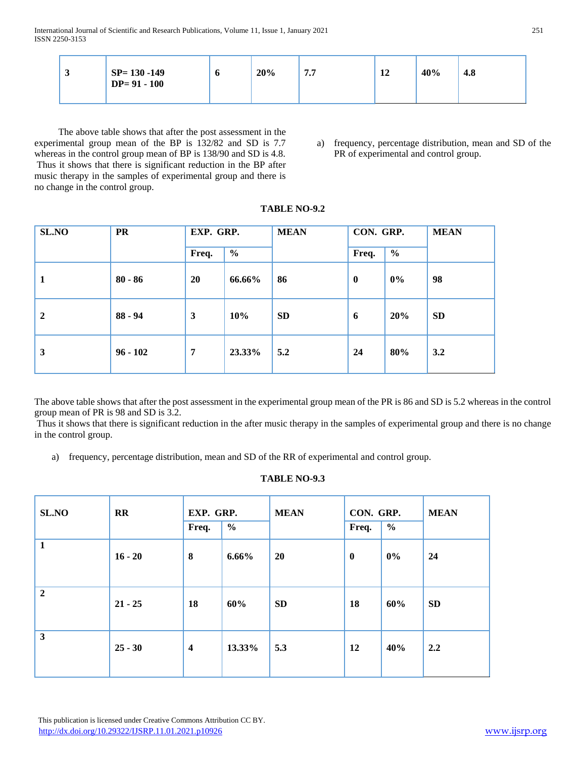| 3 | SP= 130 -149 DP= 91 - 100 | 6 | 20% | 7.7 | 12 | 40% | 4.8 |
|---|---|---|---|---|---|---|---|

The above table shows that after the post assessment in the experimental group mean of the BP is 132/82 and SD is 7.7 whereas in the control group mean of BP is 138/90 and SD is 4.8. Thus it shows that there is significant reduction in the BP after music therapy in the samples of experimental group and there is no change in the control group.

a) frequency, percentage distribution, mean and SD of the PR of experimental and control group.

**TABLE NO-9.2**

| SL.NO | PR | EXP. GRP. | | MEAN | CON. GRP. | | MEAN |
|---|---|---|---|---|---|---|---|
| | | Freq. | % | | Freq. | % | |
| 1 | 80 - 86 | 20 | 66.66% | 86 | 0 | 0% | 98 |
| 2 | 88 - 94 | 3 | 10% | SD | 6 | 20% | SD |
| 3 | 96 - 102 | 7 | 23.33% | 5.2 | 24 | 80% | 3.2 |

The above table shows that after the post assessment in the experimental group mean of the PR is 86 and SD is 5.2 whereas in the control group mean of PR is 98 and SD is 3.2.
Thus it shows that there is significant reduction in the after music therapy in the samples of experimental group and there is no change in the control group.

a) frequency, percentage distribution, mean and SD of the RR of experimental and control group.

**TABLE NO-9.3**

| SL.NO | RR | EXP. GRP. | | MEAN | CON. GRP. | | MEAN |
|---|---|---|---|---|---|---|---|
| | | Freq. | % | | Freq. | % | |
| 1 | 16 - 20 | 8 | 6.66% | 20 | 0 | 0% | 24 |
| 2 | 21 - 25 | 18 | 60% | SD | 18 | 60% | SD |
| 3 | 25 - 30 | 4 | 13.33% | 5.3 | 12 | 40% | 2.2 |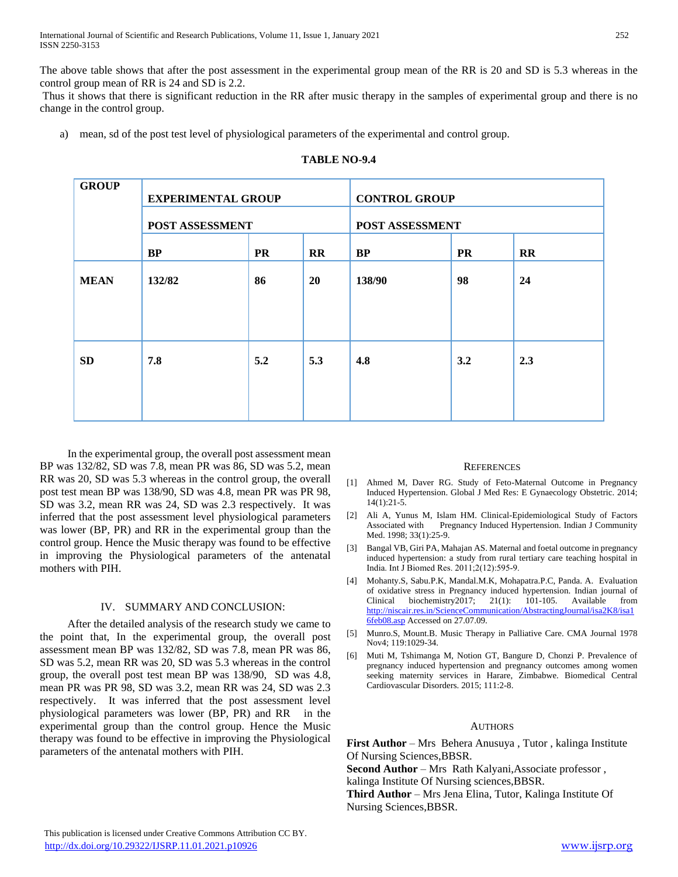The above table shows that after the post assessment in the experimental group mean of the RR is 20 and SD is 5.3 whereas in the control group mean of RR is 24 and SD is 2.2.

Thus it shows that there is significant reduction in the RR after music therapy in the samples of experimental group and there is no change in the control group.

a) mean, sd of the post test level of physiological parameters of the experimental and control group.

**TABLE NO-9.4**

| GROUP | EXPERIMENTAL GROUP | | | CONTROL GROUP | | |
|---|---|---|---|---|---|---|
| | POST ASSESSMENT | | | POST ASSESSMENT | | |
| | BP | PR | RR | BP | PR | RR |
| MEAN | 132/82 | 86 | 20 | 138/90 | 98 | 24 |
| SD | 7.8 | 5.2 | 5.3 | 4.8 | 3.2 | 2.3 |

In the experimental group, the overall post assessment mean BP was 132/82, SD was 7.8, mean PR was 86, SD was 5.2, mean RR was 20, SD was 5.3 whereas in the control group, the overall post test mean BP was 138/90, SD was 4.8, mean PR was PR 98, SD was 3.2, mean RR was 24, SD was 2.3 respectively. It was inferred that the post assessment level physiological parameters was lower (BP, PR) and RR in the experimental group than the control group. Hence the Music therapy was found to be effective in improving the Physiological parameters of the antenatal mothers with PIH.

## IV. SUMMARY AND CONCLUSION:

After the detailed analysis of the research study we came to the point that, In the experimental group, the overall post assessment mean BP was 132/82, SD was 7.8, mean PR was 86, SD was 5.2, mean RR was 20, SD was 5.3 whereas in the control group, the overall post test mean BP was 138/90, SD was 4.8, mean PR was PR 98, SD was 3.2, mean RR was 24, SD was 2.3 respectively. It was inferred that the post assessment level physiological parameters was lower (BP, PR) and RR in the experimental group than the control group. Hence the Music therapy was found to be effective in improving the Physiological parameters of the antenatal mothers with PIH.

## REFERENCES

[1] Ahmed M, Daver RG. Study of Feto-Maternal Outcome in Pregnancy Induced Hypertension. Global J Med Res: E Gynaecology Obstetric. 2014; 14(1):21-5.

[2] Ali A, Yunus M, Islam HM. Clinical-Epidemiological Study of Factors Associated with Pregnancy Induced Hypertension. Indian J Community Med. 1998; 33(1):25-9.

[3] Bangal VB, Giri PA, Mahajan AS. Maternal and foetal outcome in pregnancy induced hypertension: a study from rural tertiary care teaching hospital in India. Int J Biomed Res. 2011;2(12):595-9.

[4] Mohanty.S, Sabu.P.K, Mandal.M.K, Mohapatra.P.C, Panda. A. Evaluation of oxidative stress in Pregnancy induced hypertension. Indian journal of Clinical biochemistry2017; 21(1): 101-105. Available from http://niscair.res.in/ScienceCommunication/AbstractingJournal/isa2K8/isa16feb08.asp Accessed on 27.07.09.

[5] Munro.S, Mount.B. Music Therapy in Palliative Care. CMA Journal 1978 Nov4; 119:1029-34.

[6] Muti M, Tshimanga M, Notion GT, Bangure D, Chonzi P. Prevalence of pregnancy induced hypertension and pregnancy outcomes among women seeking maternity services in Harare, Zimbabwe. Biomedical Central Cardiovascular Disorders. 2015; 111:2-8.

## AUTHORS

**First Author** – Mrs Behera Anusuya , Tutor , kalinga Institute Of Nursing Sciences,BBSR.

**Second Author** – Mrs Rath Kalyani,Associate professor , kalinga Institute Of Nursing sciences,BBSR.

**Third Author** – Mrs Jena Elina, Tutor, Kalinga Institute Of Nursing Sciences,BBSR.